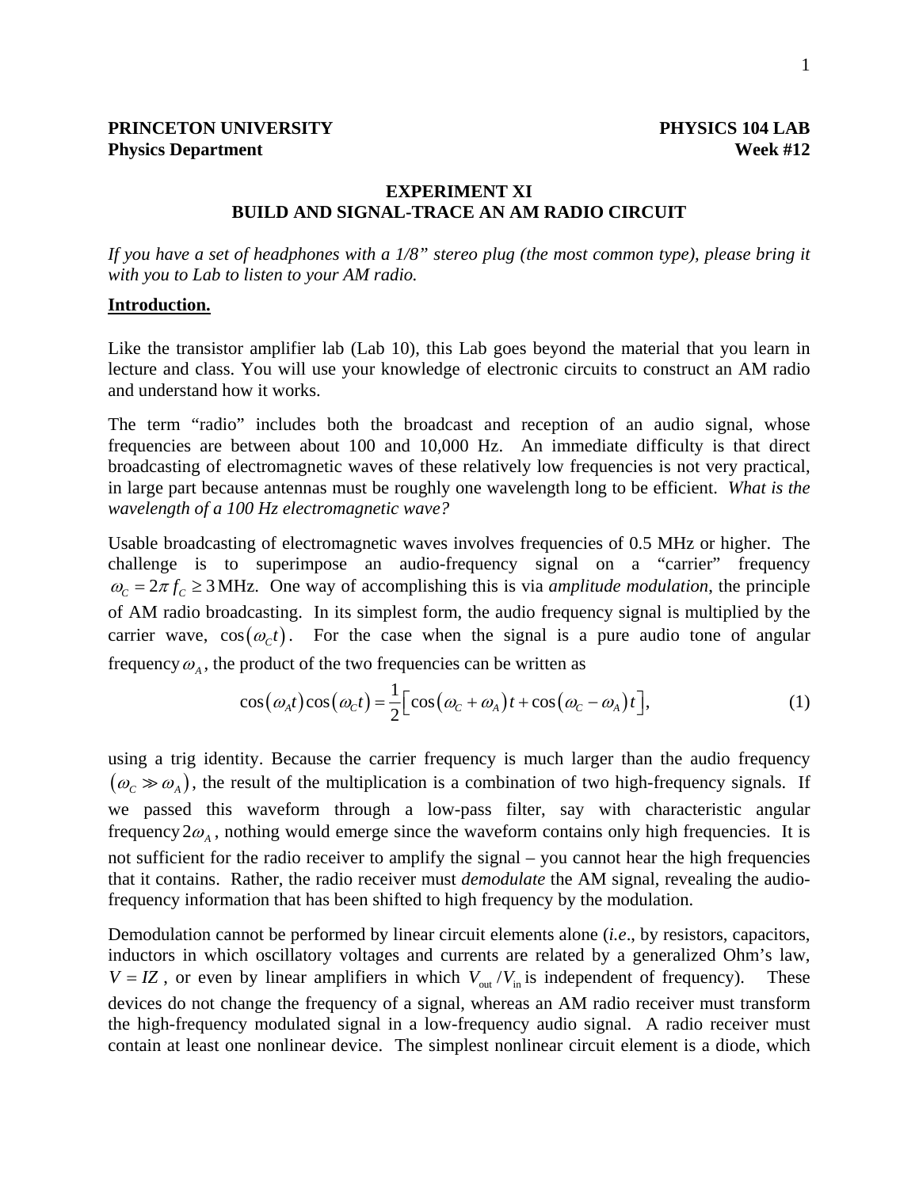**PRINCETON UNIVERSITY** **PHYSICS 104 LAB**
**Physics Department** **Week #12**

# EXPERIMENT XI
# BUILD AND SIGNAL-TRACE AN AM RADIO CIRCUIT

*If you have a set of headphones with a 1/8" stereo plug (the most common type), please bring it with you to Lab to listen to your AM radio.*

## Introduction.

Like the transistor amplifier lab (Lab 10), this Lab goes beyond the material that you learn in lecture and class. You will use your knowledge of electronic circuits to construct an AM radio and understand how it works.

The term "radio" includes both the broadcast and reception of an audio signal, whose frequencies are between about 100 and 10,000 Hz. An immediate difficulty is that direct broadcasting of electromagnetic waves of these relatively low frequencies is not very practical, in large part because antennas must be roughly one wavelength long to be efficient. *What is the wavelength of a 100 Hz electromagnetic wave?*

Usable broadcasting of electromagnetic waves involves frequencies of 0.5 MHz or higher. The challenge is to superimpose an audio-frequency signal on a "carrier" frequency $\omega_C = 2\pi f_C \geq 3$ MHz. One way of accomplishing this is via *amplitude modulation*, the principle of AM radio broadcasting. In its simplest form, the audio frequency signal is multiplied by the carrier wave, $\cos(\omega_C t)$. For the case when the signal is a pure audio tone of angular frequency $\omega_A$, the product of the two frequencies can be written as

$$\cos(\omega_A t)\cos(\omega_C t) = \frac{1}{2}\left[\cos(\omega_C + \omega_A)t + \cos(\omega_C - \omega_A)t\right], \tag{1}$$

using a trig identity. Because the carrier frequency is much larger than the audio frequency $(\omega_C \gg \omega_A)$, the result of the multiplication is a combination of two high-frequency signals. If we passed this waveform through a low-pass filter, say with characteristic angular frequency $2\omega_A$, nothing would emerge since the waveform contains only high frequencies. It is not sufficient for the radio receiver to amplify the signal – you cannot hear the high frequencies that it contains. Rather, the radio receiver must *demodulate* the AM signal, revealing the audio-frequency information that has been shifted to high frequency by the modulation.

Demodulation cannot be performed by linear circuit elements alone (*i.e*., by resistors, capacitors, inductors in which oscillatory voltages and currents are related by a generalized Ohm's law, $V = IZ$, or even by linear amplifiers in which $V_{\text{out}}/V_{\text{in}}$ is independent of frequency). These devices do not change the frequency of a signal, whereas an AM radio receiver must transform the high-frequency modulated signal in a low-frequency audio signal. A radio receiver must contain at least one nonlinear device. The simplest nonlinear circuit element is a diode, which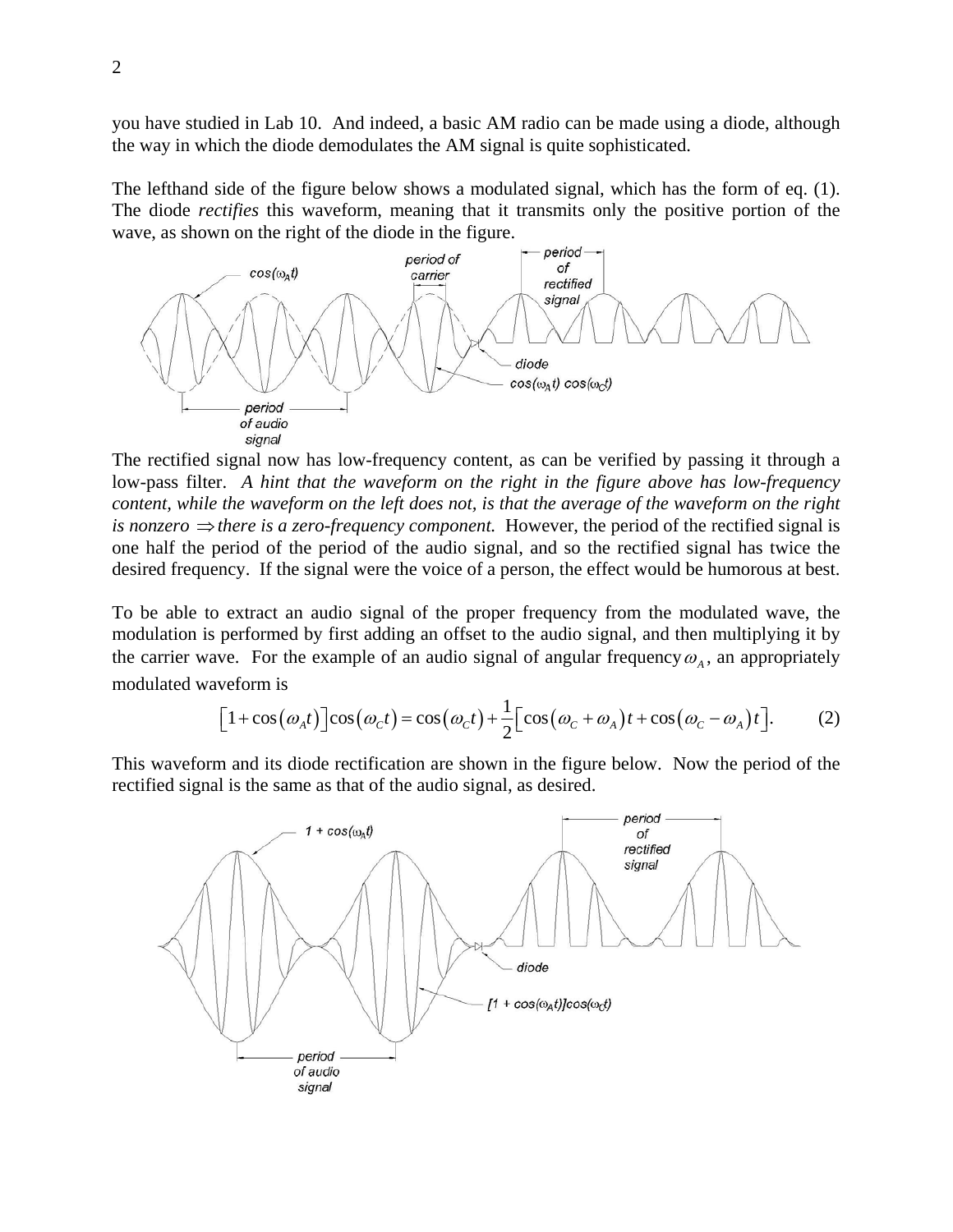you have studied in Lab 10. And indeed, a basic AM radio can be made using a diode, although the way in which the diode demodulates the AM signal is quite sophisticated.

The lefthand side of the figure below shows a modulated signal, which has the form of eq. (1). The diode *rectifies* this waveform, meaning that it transmits only the positive portion of the wave, as shown on the right of the diode in the figure.

The rectified signal now has low-frequency content, as can be verified by passing it through a low-pass filter. *A hint that the waveform on the right in the figure above has low-frequency content, while the waveform on the left does not, is that the average of the waveform on the right is nonzero* $\Rightarrow$ *there is a zero-frequency component.* However, the period of the rectified signal is one half the period of the period of the audio signal, and so the rectified signal has twice the desired frequency. If the signal were the voice of a person, the effect would be humorous at best.

To be able to extract an audio signal of the proper frequency from the modulated wave, the modulation is performed by first adding an offset to the audio signal, and then multiplying it by the carrier wave. For the example of an audio signal of angular frequency $\omega_A$, an appropriately modulated waveform is

$$\left[1+\cos\left(\omega_A t\right)\right]\cos\left(\omega_C t\right)=\cos\left(\omega_C t\right)+\frac{1}{2}\left[\cos\left(\omega_C+\omega_A\right)t+\cos\left(\omega_C-\omega_A\right)t\right]. \qquad (2)$$

This waveform and its diode rectification are shown in the figure below. Now the period of the rectified signal is the same as that of the audio signal, as desired.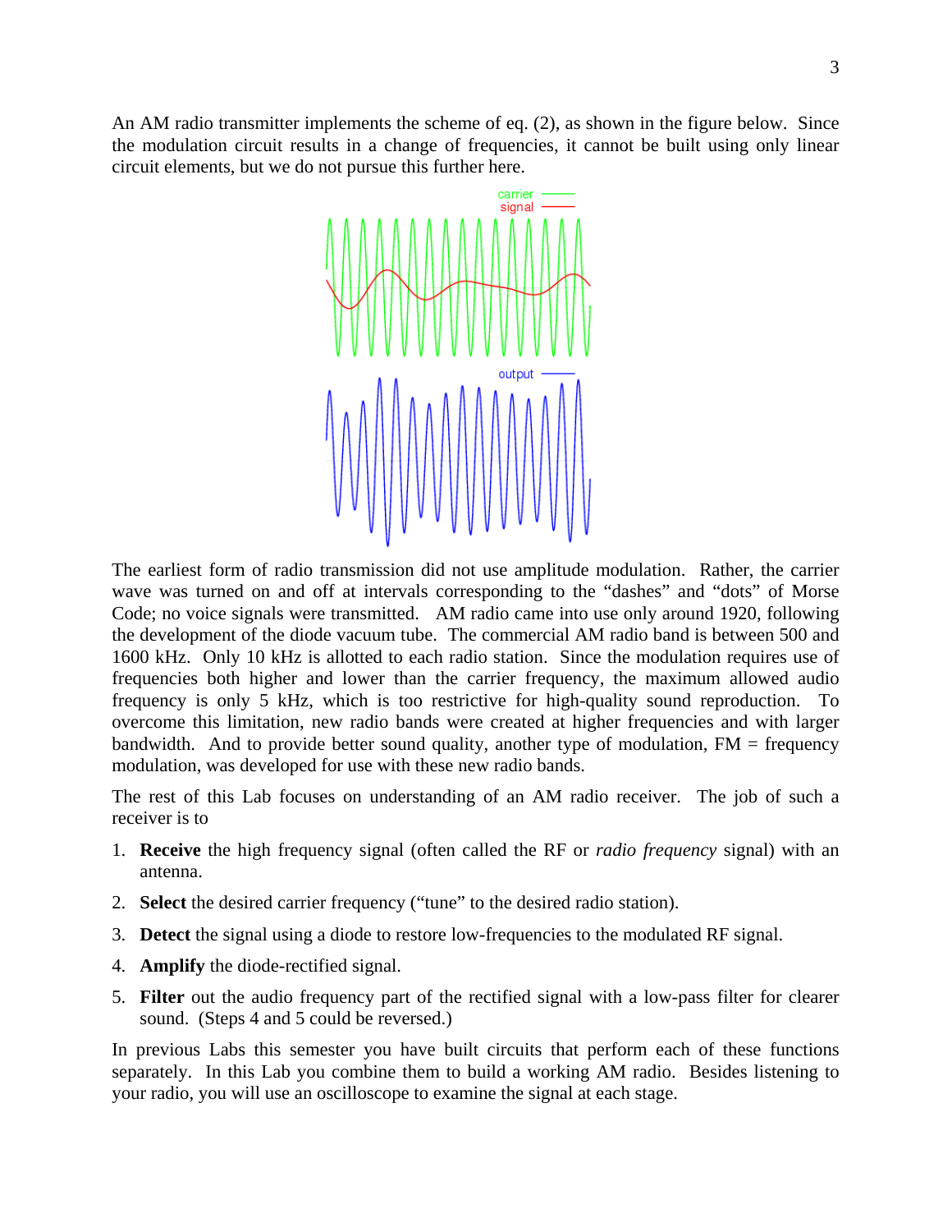An AM radio transmitter implements the scheme of eq. (2), as shown in the figure below. Since the modulation circuit results in a change of frequencies, it cannot be built using only linear circuit elements, but we do not pursue this further here.

The earliest form of radio transmission did not use amplitude modulation. Rather, the carrier wave was turned on and off at intervals corresponding to the "dashes" and "dots" of Morse Code; no voice signals were transmitted. AM radio came into use only around 1920, following the development of the diode vacuum tube. The commercial AM radio band is between 500 and 1600 kHz. Only 10 kHz is allotted to each radio station. Since the modulation requires use of frequencies both higher and lower than the carrier frequency, the maximum allowed audio frequency is only 5 kHz, which is too restrictive for high-quality sound reproduction. To overcome this limitation, new radio bands were created at higher frequencies and with larger bandwidth. And to provide better sound quality, another type of modulation, FM = frequency modulation, was developed for use with these new radio bands.

The rest of this Lab focuses on understanding of an AM radio receiver. The job of such a receiver is to

1. **Receive** the high frequency signal (often called the RF or *radio frequency* signal) with an antenna.
2. **Select** the desired carrier frequency ("tune" to the desired radio station).
3. **Detect** the signal using a diode to restore low-frequencies to the modulated RF signal.
4. **Amplify** the diode-rectified signal.
5. **Filter** out the audio frequency part of the rectified signal with a low-pass filter for clearer sound. (Steps 4 and 5 could be reversed.)

In previous Labs this semester you have built circuits that perform each of these functions separately. In this Lab you combine them to build a working AM radio. Besides listening to your radio, you will use an oscilloscope to examine the signal at each stage.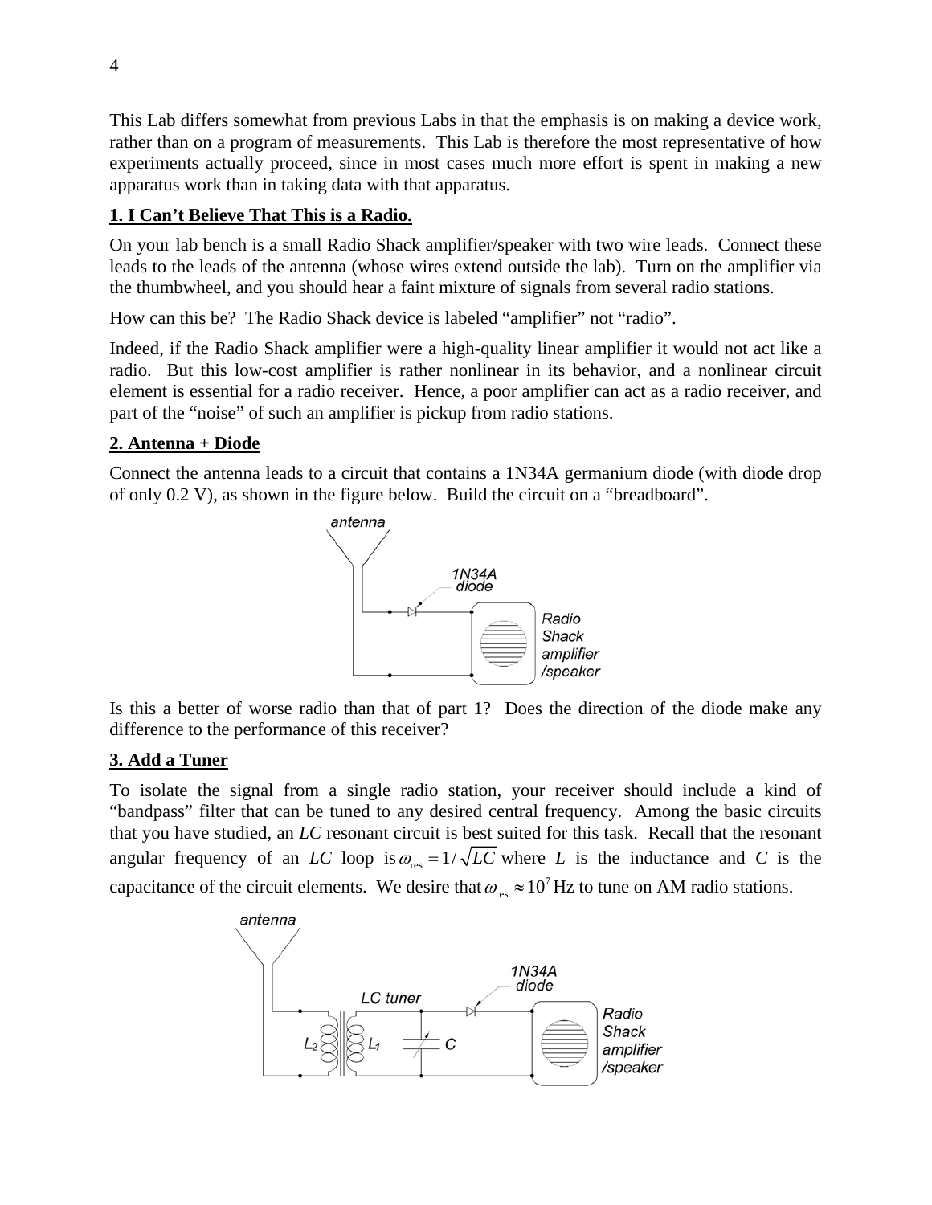This Lab differs somewhat from previous Labs in that the emphasis is on making a device work, rather than on a program of measurements. This Lab is therefore the most representative of how experiments actually proceed, since in most cases much more effort is spent in making a new apparatus work than in taking data with that apparatus.

## 1. I Can't Believe That This is a Radio.

On your lab bench is a small Radio Shack amplifier/speaker with two wire leads. Connect these leads to the leads of the antenna (whose wires extend outside the lab). Turn on the amplifier via the thumbwheel, and you should hear a faint mixture of signals from several radio stations.

How can this be? The Radio Shack device is labeled "amplifier" not "radio".

Indeed, if the Radio Shack amplifier were a high-quality linear amplifier it would not act like a radio. But this low-cost amplifier is rather nonlinear in its behavior, and a nonlinear circuit element is essential for a radio receiver. Hence, a poor amplifier can act as a radio receiver, and part of the "noise" of such an amplifier is pickup from radio stations.

## 2. Antenna + Diode

Connect the antenna leads to a circuit that contains a 1N34A germanium diode (with diode drop of only 0.2 V), as shown in the figure below. Build the circuit on a "breadboard".

Is this a better of worse radio than that of part 1? Does the direction of the diode make any difference to the performance of this receiver?

## 3. Add a Tuner

To isolate the signal from a single radio station, your receiver should include a kind of "bandpass" filter that can be tuned to any desired central frequency. Among the basic circuits that you have studied, an *LC* resonant circuit is best suited for this task. Recall that the resonant angular frequency of an *LC* loop is $\omega_{\text{res}} = 1/\sqrt{LC}$ where *L* is the inductance and *C* is the capacitance of the circuit elements. We desire that $\omega_{\text{res}} \approx 10^7$ Hz to tune on AM radio stations.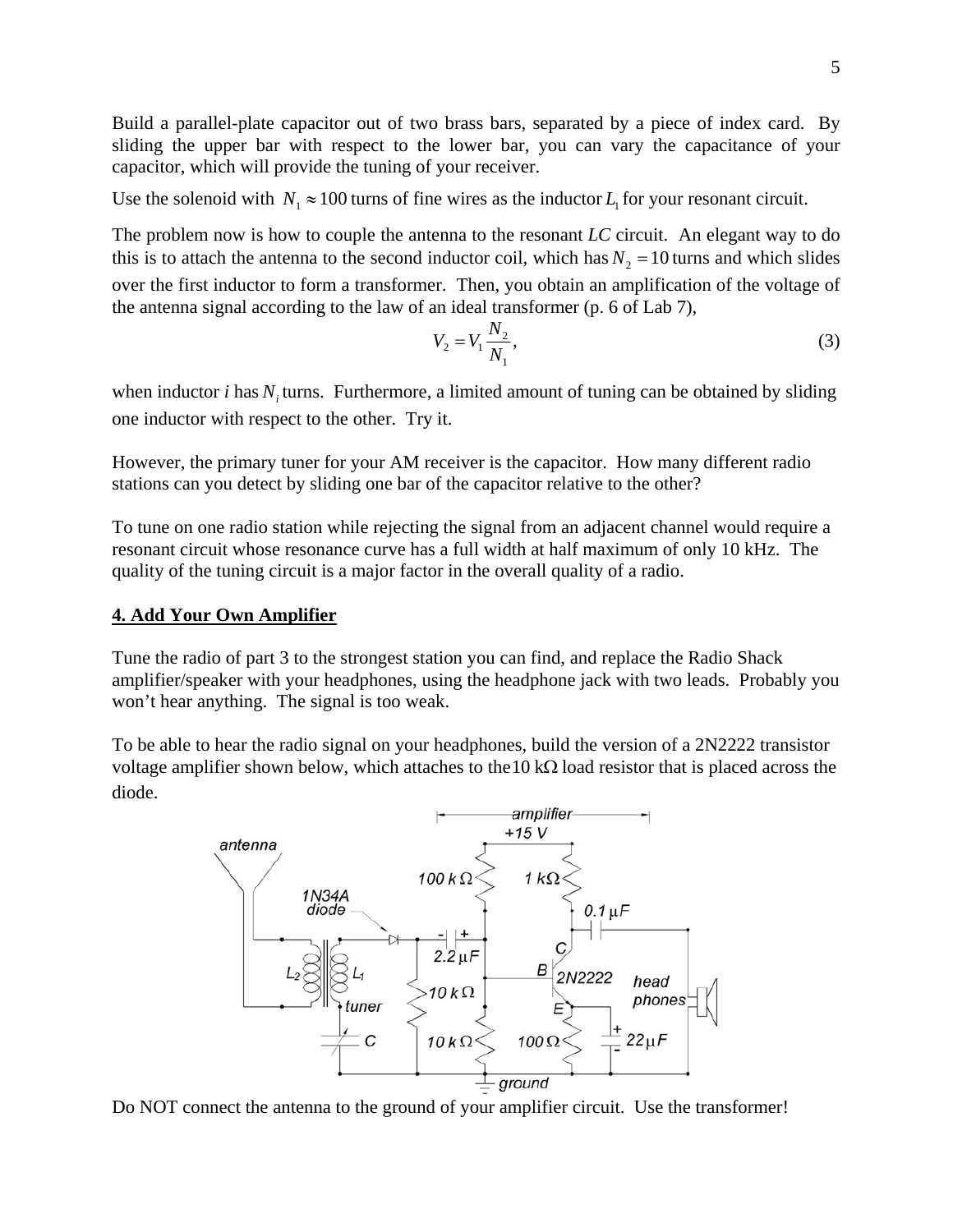Build a parallel-plate capacitor out of two brass bars, separated by a piece of index card. By sliding the upper bar with respect to the lower bar, you can vary the capacitance of your capacitor, which will provide the tuning of your receiver.

Use the solenoid with $N_1 \approx 100$ turns of fine wires as the inductor $L_1$ for your resonant circuit.

The problem now is how to couple the antenna to the resonant *LC* circuit. An elegant way to do this is to attach the antenna to the second inductor coil, which has $N_2 = 10$ turns and which slides over the first inductor to form a transformer. Then, you obtain an amplification of the voltage of the antenna signal according to the law of an ideal transformer (p. 6 of Lab 7),

$$V_2 = V_1 \frac{N_2}{N_1}, \tag{3}$$

when inductor *i* has $N_i$ turns. Furthermore, a limited amount of tuning can be obtained by sliding one inductor with respect to the other. Try it.

However, the primary tuner for your AM receiver is the capacitor. How many different radio stations can you detect by sliding one bar of the capacitor relative to the other?

To tune on one radio station while rejecting the signal from an adjacent channel would require a resonant circuit whose resonance curve has a full width at half maximum of only 10 kHz. The quality of the tuning circuit is a major factor in the overall quality of a radio.

## 4. Add Your Own Amplifier

Tune the radio of part 3 to the strongest station you can find, and replace the Radio Shack amplifier/speaker with your headphones, using the headphone jack with two leads. Probably you won't hear anything. The signal is too weak.

To be able to hear the radio signal on your headphones, build the version of a 2N2222 transistor voltage amplifier shown below, which attaches to the $10\ \text{k}\Omega$ load resistor that is placed across the diode.

Do NOT connect the antenna to the ground of your amplifier circuit. Use the transformer!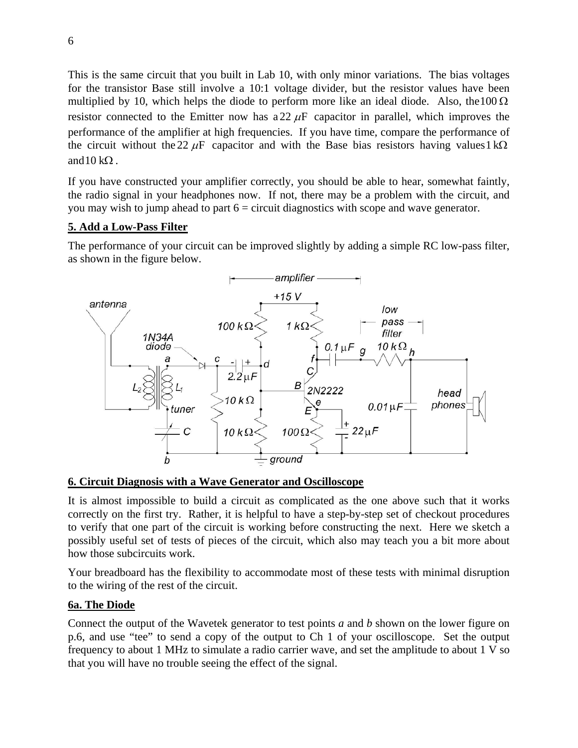This is the same circuit that you built in Lab 10, with only minor variations. The bias voltages for the transistor Base still involve a 10:1 voltage divider, but the resistor values have been multiplied by 10, which helps the diode to perform more like an ideal diode. Also, the $100\ \Omega$ resistor connected to the Emitter now has a $22\ \mu\mathrm{F}$ capacitor in parallel, which improves the performance of the amplifier at high frequencies. If you have time, compare the performance of the circuit without the $22\ \mu\mathrm{F}$ capacitor and with the Base bias resistors having values $1\ \mathrm{k}\Omega$ and $10\ \mathrm{k}\Omega$.

If you have constructed your amplifier correctly, you should be able to hear, somewhat faintly, the radio signal in your headphones now. If not, there may be a problem with the circuit, and you may wish to jump ahead to part 6 = circuit diagnostics with scope and wave generator.

## 5. Add a Low-Pass Filter

The performance of your circuit can be improved slightly by adding a simple RC low-pass filter, as shown in the figure below.

## 6. Circuit Diagnosis with a Wave Generator and Oscilloscope

It is almost impossible to build a circuit as complicated as the one above such that it works correctly on the first try. Rather, it is helpful to have a step-by-step set of checkout procedures to verify that one part of the circuit is working before constructing the next. Here we sketch a possibly useful set of tests of pieces of the circuit, which also may teach you a bit more about how those subcircuits work.

Your breadboard has the flexibility to accommodate most of these tests with minimal disruption to the wiring of the rest of the circuit.

### 6a. The Diode

Connect the output of the Wavetek generator to test points *a* and *b* shown on the lower figure on p.6, and use "tee" to send a copy of the output to Ch 1 of your oscilloscope. Set the output frequency to about 1 MHz to simulate a radio carrier wave, and set the amplitude to about 1 V so that you will have no trouble seeing the effect of the signal.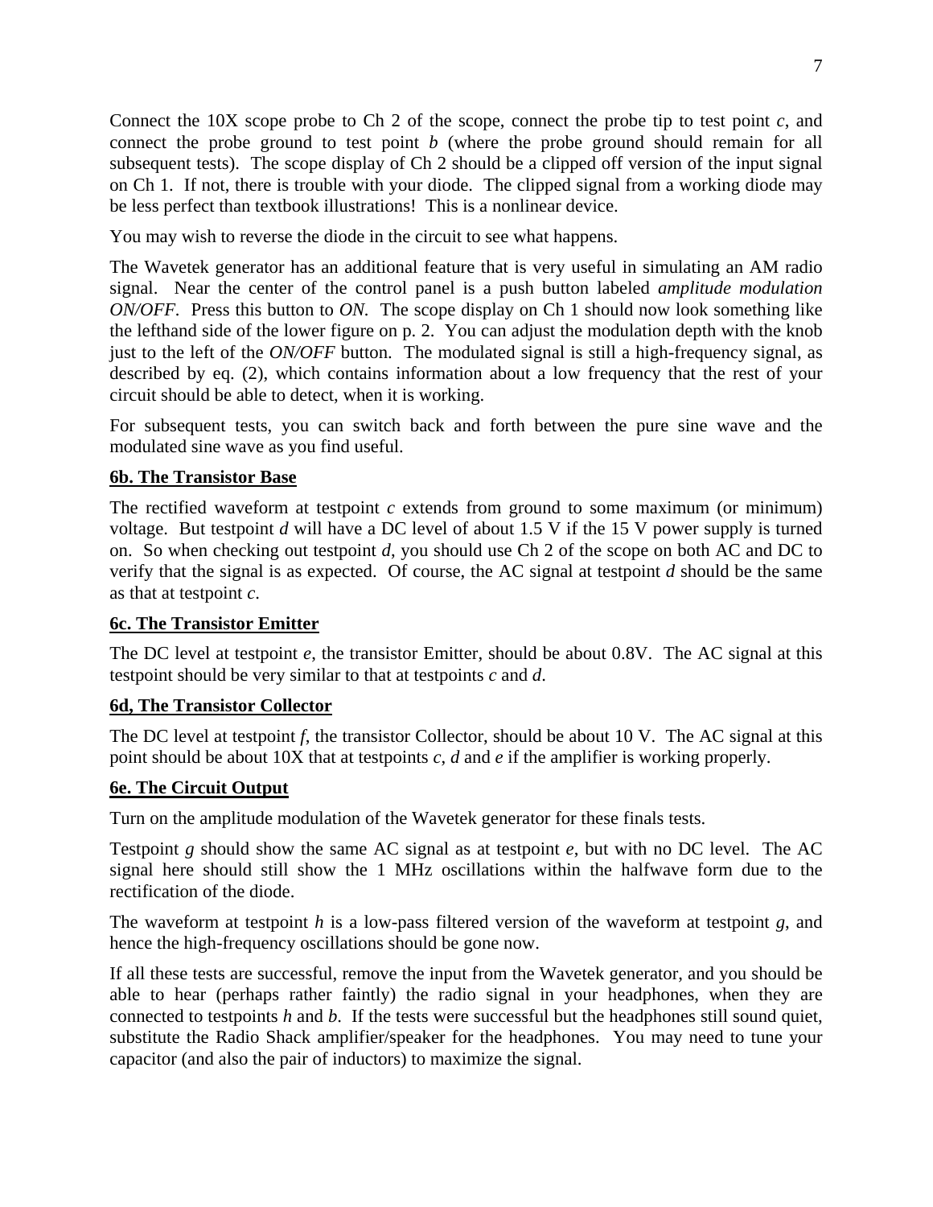Connect the 10X scope probe to Ch 2 of the scope, connect the probe tip to test point *c*, and connect the probe ground to test point *b* (where the probe ground should remain for all subsequent tests). The scope display of Ch 2 should be a clipped off version of the input signal on Ch 1. If not, there is trouble with your diode. The clipped signal from a working diode may be less perfect than textbook illustrations! This is a nonlinear device.

You may wish to reverse the diode in the circuit to see what happens.

The Wavetek generator has an additional feature that is very useful in simulating an AM radio signal. Near the center of the control panel is a push button labeled *amplitude modulation ON/OFF*. Press this button to *ON*. The scope display on Ch 1 should now look something like the lefthand side of the lower figure on p. 2. You can adjust the modulation depth with the knob just to the left of the *ON/OFF* button. The modulated signal is still a high-frequency signal, as described by eq. (2), which contains information about a low frequency that the rest of your circuit should be able to detect, when it is working.

For subsequent tests, you can switch back and forth between the pure sine wave and the modulated sine wave as you find useful.

## 6b. The Transistor Base

The rectified waveform at testpoint *c* extends from ground to some maximum (or minimum) voltage. But testpoint *d* will have a DC level of about 1.5 V if the 15 V power supply is turned on. So when checking out testpoint *d*, you should use Ch 2 of the scope on both AC and DC to verify that the signal is as expected. Of course, the AC signal at testpoint *d* should be the same as that at testpoint *c*.

## 6c. The Transistor Emitter

The DC level at testpoint *e*, the transistor Emitter, should be about 0.8V. The AC signal at this testpoint should be very similar to that at testpoints *c* and *d*.

## 6d, The Transistor Collector

The DC level at testpoint *f*, the transistor Collector, should be about 10 V. The AC signal at this point should be about 10X that at testpoints *c*, *d* and *e* if the amplifier is working properly.

## 6e. The Circuit Output

Turn on the amplitude modulation of the Wavetek generator for these finals tests.

Testpoint *g* should show the same AC signal as at testpoint *e*, but with no DC level. The AC signal here should still show the 1 MHz oscillations within the halfwave form due to the rectification of the diode.

The waveform at testpoint *h* is a low-pass filtered version of the waveform at testpoint *g*, and hence the high-frequency oscillations should be gone now.

If all these tests are successful, remove the input from the Wavetek generator, and you should be able to hear (perhaps rather faintly) the radio signal in your headphones, when they are connected to testpoints *h* and *b*. If the tests were successful but the headphones still sound quiet, substitute the Radio Shack amplifier/speaker for the headphones. You may need to tune your capacitor (and also the pair of inductors) to maximize the signal.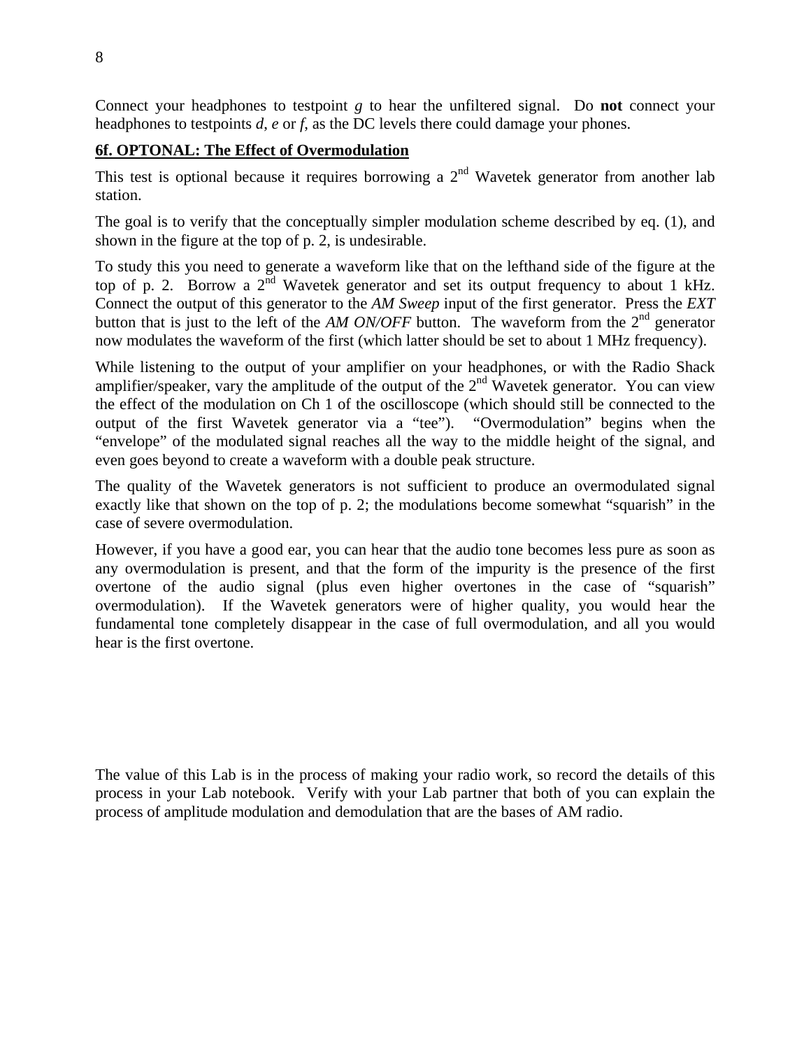Connect your headphones to testpoint *g* to hear the unfiltered signal. Do **not** connect your headphones to testpoints *d*, *e* or *f*, as the DC levels there could damage your phones.

### 6f. OPTONAL: The Effect of Overmodulation

This test is optional because it requires borrowing a 2nd Wavetek generator from another lab station.

The goal is to verify that the conceptually simpler modulation scheme described by eq. (1), and shown in the figure at the top of p. 2, is undesirable.

To study this you need to generate a waveform like that on the lefthand side of the figure at the top of p. 2. Borrow a 2nd Wavetek generator and set its output frequency to about 1 kHz. Connect the output of this generator to the *AM Sweep* input of the first generator. Press the *EXT* button that is just to the left of the *AM ON/OFF* button. The waveform from the 2nd generator now modulates the waveform of the first (which latter should be set to about 1 MHz frequency).

While listening to the output of your amplifier on your headphones, or with the Radio Shack amplifier/speaker, vary the amplitude of the output of the 2nd Wavetek generator. You can view the effect of the modulation on Ch 1 of the oscilloscope (which should still be connected to the output of the first Wavetek generator via a "tee"). "Overmodulation" begins when the "envelope" of the modulated signal reaches all the way to the middle height of the signal, and even goes beyond to create a waveform with a double peak structure.

The quality of the Wavetek generators is not sufficient to produce an overmodulated signal exactly like that shown on the top of p. 2; the modulations become somewhat "squarish" in the case of severe overmodulation.

However, if you have a good ear, you can hear that the audio tone becomes less pure as soon as any overmodulation is present, and that the form of the impurity is the presence of the first overtone of the audio signal (plus even higher overtones in the case of "squarish" overmodulation). If the Wavetek generators were of higher quality, you would hear the fundamental tone completely disappear in the case of full overmodulation, and all you would hear is the first overtone.

The value of this Lab is in the process of making your radio work, so record the details of this process in your Lab notebook. Verify with your Lab partner that both of you can explain the process of amplitude modulation and demodulation that are the bases of AM radio.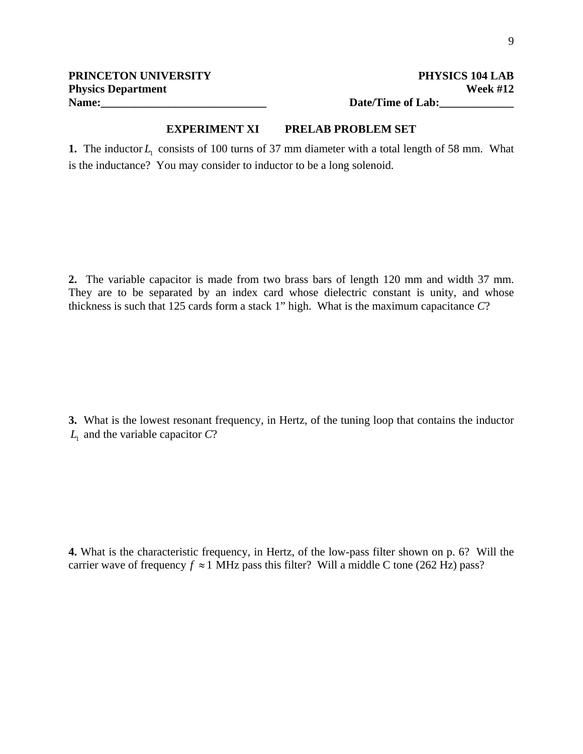**PRINCETON UNIVERSITY** **PHYSICS 104 LAB**
**Physics Department** **Week #12**
**Name:_____________________________** **Date/Time of Lab:_____________**

**EXPERIMENT XI PRELAB PROBLEM SET**

**1.** The inductor $L_1$ consists of 100 turns of 37 mm diameter with a total length of 58 mm. What is the inductance? You may consider to inductor to be a long solenoid.

**2.** The variable capacitor is made from two brass bars of length 120 mm and width 37 mm. They are to be separated by an index card whose dielectric constant is unity, and whose thickness is such that 125 cards form a stack 1" high. What is the maximum capacitance *C*?

**3.** What is the lowest resonant frequency, in Hertz, of the tuning loop that contains the inductor $L_1$ and the variable capacitor *C*?

**4.** What is the characteristic frequency, in Hertz, of the low-pass filter shown on p. 6? Will the carrier wave of frequency $f \approx 1$ MHz pass this filter? Will a middle C tone (262 Hz) pass?